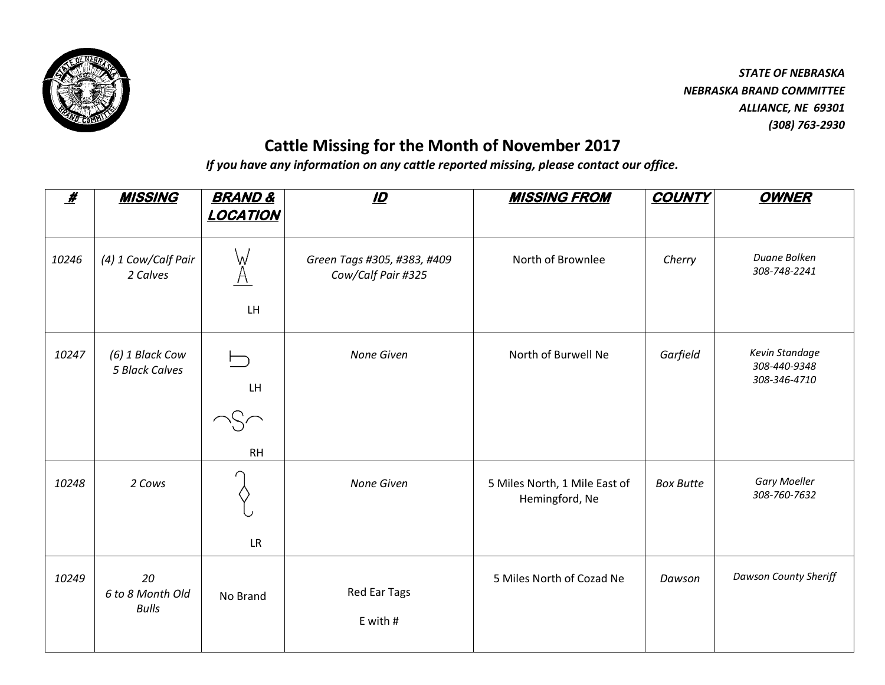*STATE OF NEBRASKA*
*NEBRASKA BRAND COMMITTEE*
*ALLIANCE, NE 69301*
*(308) 763-2930*

## Cattle Missing for the Month of November 2017

*If you have any information on any cattle reported missing, please contact our office.*

| # | MISSING | BRAND & LOCATION | ID | MISSING FROM | COUNTY | OWNER |
|---|---|---|---|---|---|---|
| 10246 | (4) 1 Cow/Calf Pair 2 Calves | W A (bar) LH | Green Tags #305, #383, #409 Cow/Calf Pair #325 | North of Brownlee | Cherry | Duane Bolken 308-748-2241 |
| 10247 | (6) 1 Black Cow 5 Black Calves | LH; RH | None Given | North of Burwell Ne | Garfield | Kevin Standage 308-440-9348 308-346-4710 |
| 10248 | 2 Cows | LR | None Given | 5 Miles North, 1 Mile East of Hemingford, Ne | Box Butte | Gary Moeller 308-760-7632 |
| 10249 | 20 6 to 8 Month Old Bulls | No Brand | Red Ear Tags E with # | 5 Miles North of Cozad Ne | Dawson | Dawson County Sheriff |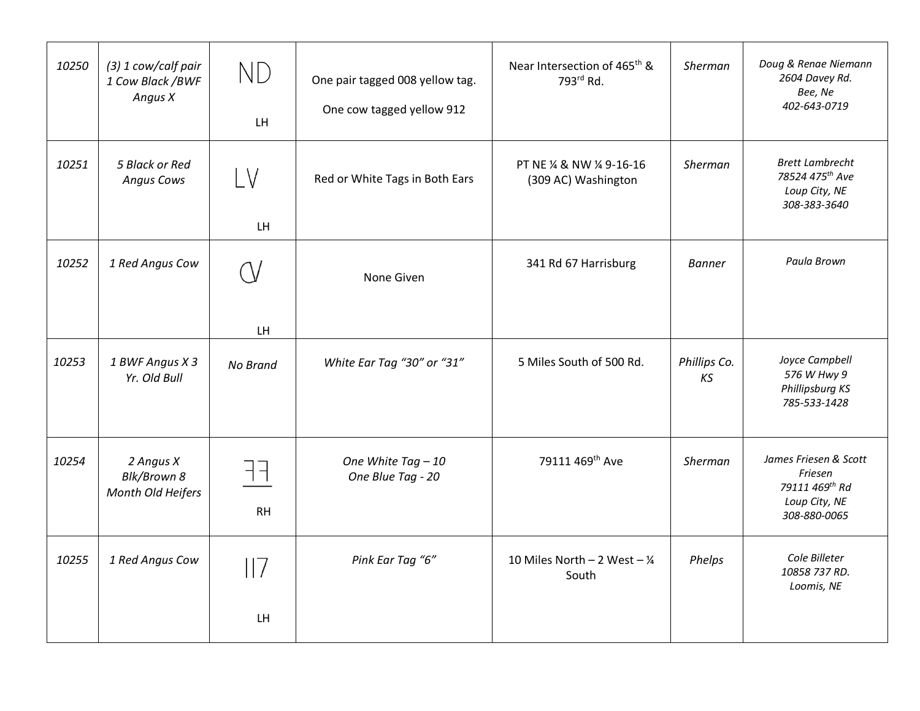| | | | | | | |
|---|---|---|---|---|---|---|
| *10250* | *(3) 1 cow/calf pair 1 Cow Black /BWF Angus X* | ND<br><br>LH | One pair tagged 008 yellow tag.<br><br>One cow tagged yellow 912 | Near Intersection of 465th & 793rd Rd. | *Sherman* | *Doug & Renae Niemann<br>2604 Davey Rd.<br>Bee, Ne<br>402-643-0719* |
| *10251* | *5 Black or Red Angus Cows* | LV<br><br>LH | Red or White Tags in Both Ears | PT NE ¼ & NW ¼ 9-16-16 (309 AC) Washington | *Sherman* | *Brett Lambrecht<br>78524 475th Ave<br>Loup City, NE<br>308-383-3640* |
| *10252* | *1 Red Angus Cow* | CV<br><br>LH | None Given | 341 Rd 67 Harrisburg | *Banner* | *Paula Brown* |
| *10253* | *1 BWF Angus X 3 Yr. Old Bull* | *No Brand* | *White Ear Tag "30" or "31"* | 5 Miles South of 500 Rd. | *Phillips Co. KS* | *Joyce Campbell<br>576 W Hwy 9<br>Phillipsburg KS<br>785-533-1428* |
| *10254* | *2 Angus X Blk/Brown 8 Month Old Heifers* | ƎF (bar)<br><br>RH | *One White Tag – 10<br>One Blue Tag - 20* | 79111 469th Ave | *Sherman* | *James Friesen & Scott Friesen<br>79111 469th Rd<br>Loup City, NE<br>308-880-0065* |
| *10255* | *1 Red Angus Cow* | II7<br><br>LH | *Pink Ear Tag "6"* | 10 Miles North – 2 West – ¼ South | *Phelps* | *Cole Billeter<br>10858 737 RD.<br>Loomis, NE* |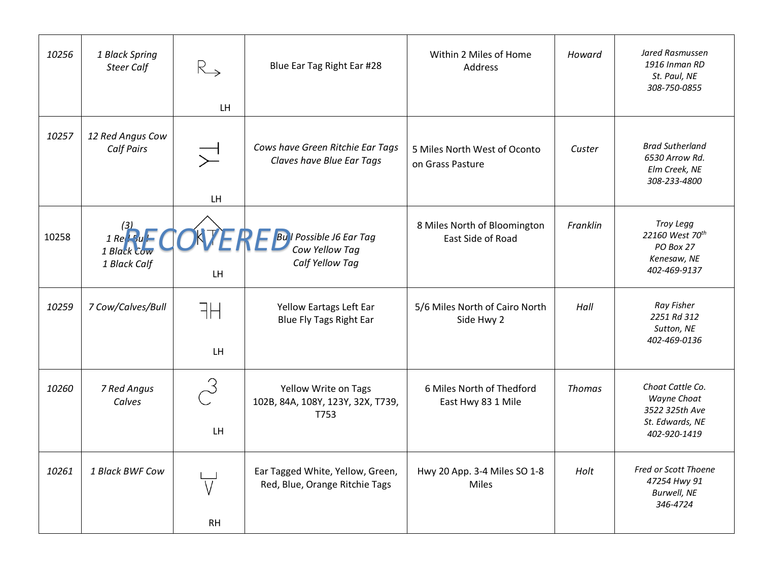| | | | | | | |
|---|---|---|---|---|---|---|
| *10256* | *1 Black Spring Steer Calf* | R→ LH | Blue Ear Tag Right Ear #28 | Within 2 Miles of Home Address | *Howard* | *Jared Rasmussen 1916 Inman RD St. Paul, NE 308-750-0855* |
| *10257* | *12 Red Angus Cow Calf Pairs* | LH | *Cows have Green Ritchie Ear Tags Claves have Blue Ear Tags* | 5 Miles North West of Oconto on Grass Pasture | *Custer* | *Brad Sutherland 6530 Arrow Rd. Elm Creek, NE 308-233-4800* |
| 10258 | *(3) 1 Red Bull 1 Black Cow 1 Black Calf* RECOVERED | KT LH | *Bull Possible J6 Ear Tag Cow Yellow Tag Calf Yellow Tag* | 8 Miles North of Bloomington East Side of Road | *Franklin* | *Troy Legg 22160 West 70th PO Box 27 Kenesaw, NE 402-469-9137* |
| *10259* | *7 Cow/Calves/Bull* | ꟻH LH | Yellow Eartags Left Ear Blue Fly Tags Right Ear | 5/6 Miles North of Cairo North Side Hwy 2 | *Hall* | *Ray Fisher 2251 Rd 312 Sutton, NE 402-469-0136* |
| *10260* | *7 Red Angus Calves* | C3 LH | Yellow Write on Tags 102B, 84A, 108Y, 123Y, 32X, T739, T753 | 6 Miles North of Thedford East Hwy 83 1 Mile | *Thomas* | *Choat Cattle Co. Wayne Choat 3522 325th Ave St. Edwards, NE 402-920-1419* |
| *10261* | *1 Black BWF Cow* | RH | Ear Tagged White, Yellow, Green, Red, Blue, Orange Ritchie Tags | Hwy 20 App. 3-4 Miles SO 1-8 Miles | *Holt* | *Fred or Scott Thoene 47254 Hwy 91 Burwell, NE 346-4724* |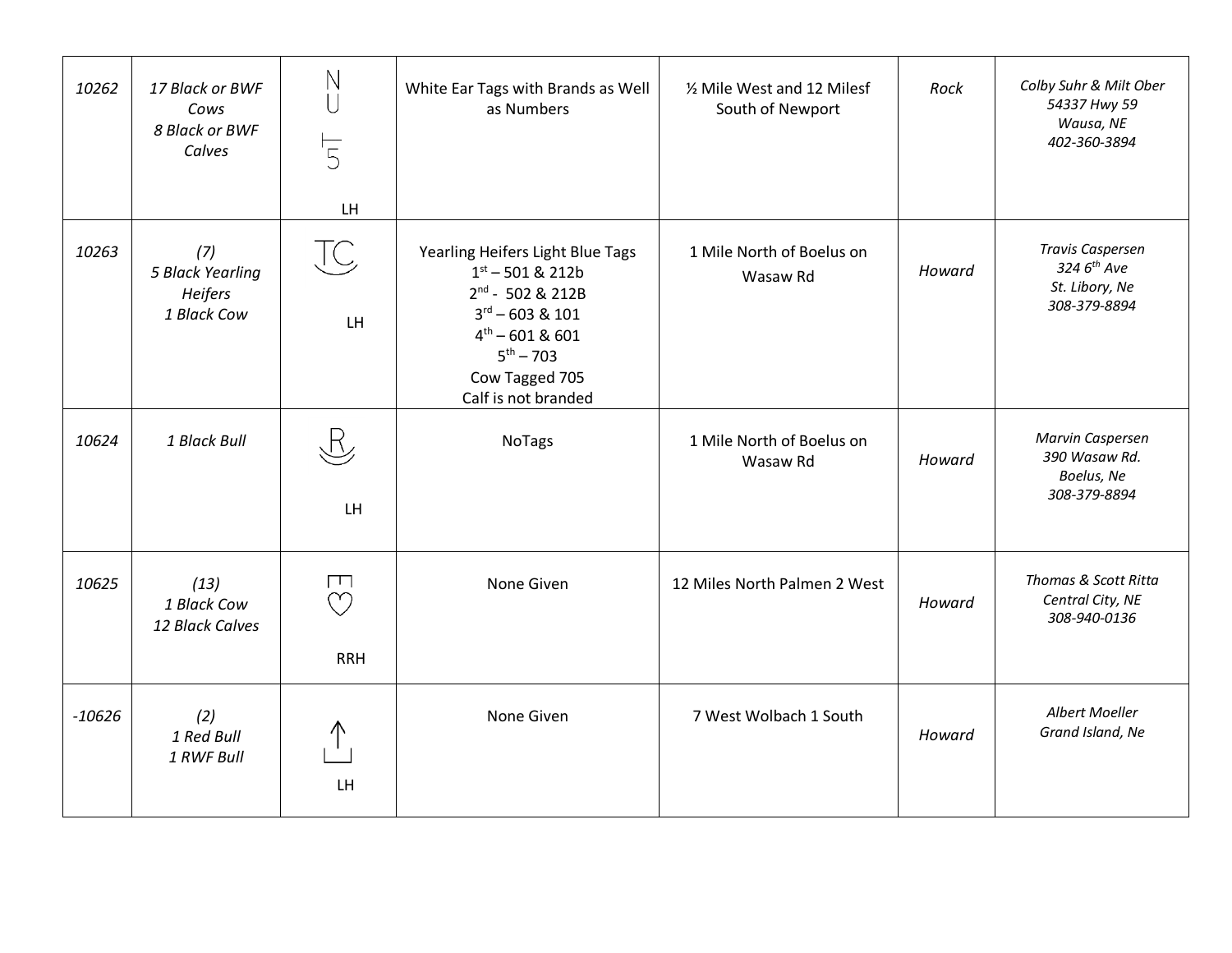| 10262 | *17 Black or BWF Cows*<br>*8 Black or BWF Calves* | N<br>U<br>⊢<br>5<br><br>LH | White Ear Tags with Brands as Well as Numbers | ½ Mile West and 12 Milesf South of Newport | *Rock* | *Colby Suhr & Milt Ober*<br>*54337 Hwy 59*<br>*Wausa, NE*<br>*402-360-3894* |
|---|---|---|---|---|---|---|
| 10263 | *(7)*<br>*5 Black Yearling Heifers*<br>*1 Black Cow* | TC<br><br>LH | Yearling Heifers Light Blue Tags<br>1st – 501 & 212b<br>2nd - 502 & 212B<br>3rd – 603 & 101<br>4th – 601 & 601<br>5th – 703<br>Cow Tagged 705<br>Calf is not branded | 1 Mile North of Boelus on Wasaw Rd | *Howard* | *Travis Caspersen*<br>*324 6th Ave*<br>*St. Libory, Ne*<br>*308-379-8894* |
| 10624 | *1 Black Bull* | R<br><br>LH | NoTags | 1 Mile North of Boelus on Wasaw Rd | *Howard* | *Marvin Caspersen*<br>*390 Wasaw Rd.*<br>*Boelus, Ne*<br>*308-379-8894* |
| 10625 | *(13)*<br>*1 Black Cow*<br>*12 Black Calves* | ♡<br><br>RRH | None Given | 12 Miles North Palmen 2 West | *Howard* | *Thomas & Scott Ritta*<br>*Central City, NE*<br>*308-940-0136* |
| -10626 | *(2)*<br>*1 Red Bull*<br>*1 RWF Bull* | ↑<br><br>LH | None Given | 7 West Wolbach 1 South | *Howard* | *Albert Moeller*<br>*Grand Island, Ne* |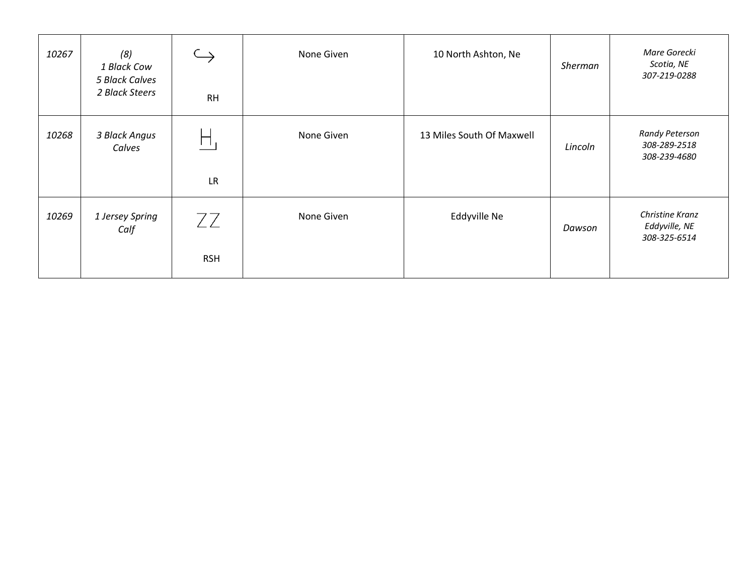| | | | | | | |
|---|---|---|---|---|---|---|
| *10267* | *(8)*<br>*1 Black Cow*<br>*5 Black Calves*<br>*2 Black Steers* | ↪<br>RH | None Given | 10 North Ashton, Ne | *Sherman* | *Mare Gorecki*<br>*Scotia, NE*<br>*307-219-0288* |
| *10268* | *3 Black Angus Calves* | H˩<br>LR | None Given | 13 Miles South Of Maxwell | *Lincoln* | *Randy Peterson*<br>*308-289-2518*<br>*308-239-4680* |
| *10269* | *1 Jersey Spring Calf* | ZZ<br>RSH | None Given | Eddyville Ne | *Dawson* | *Christine Kranz*<br>*Eddyville, NE*<br>*308-325-6514* |